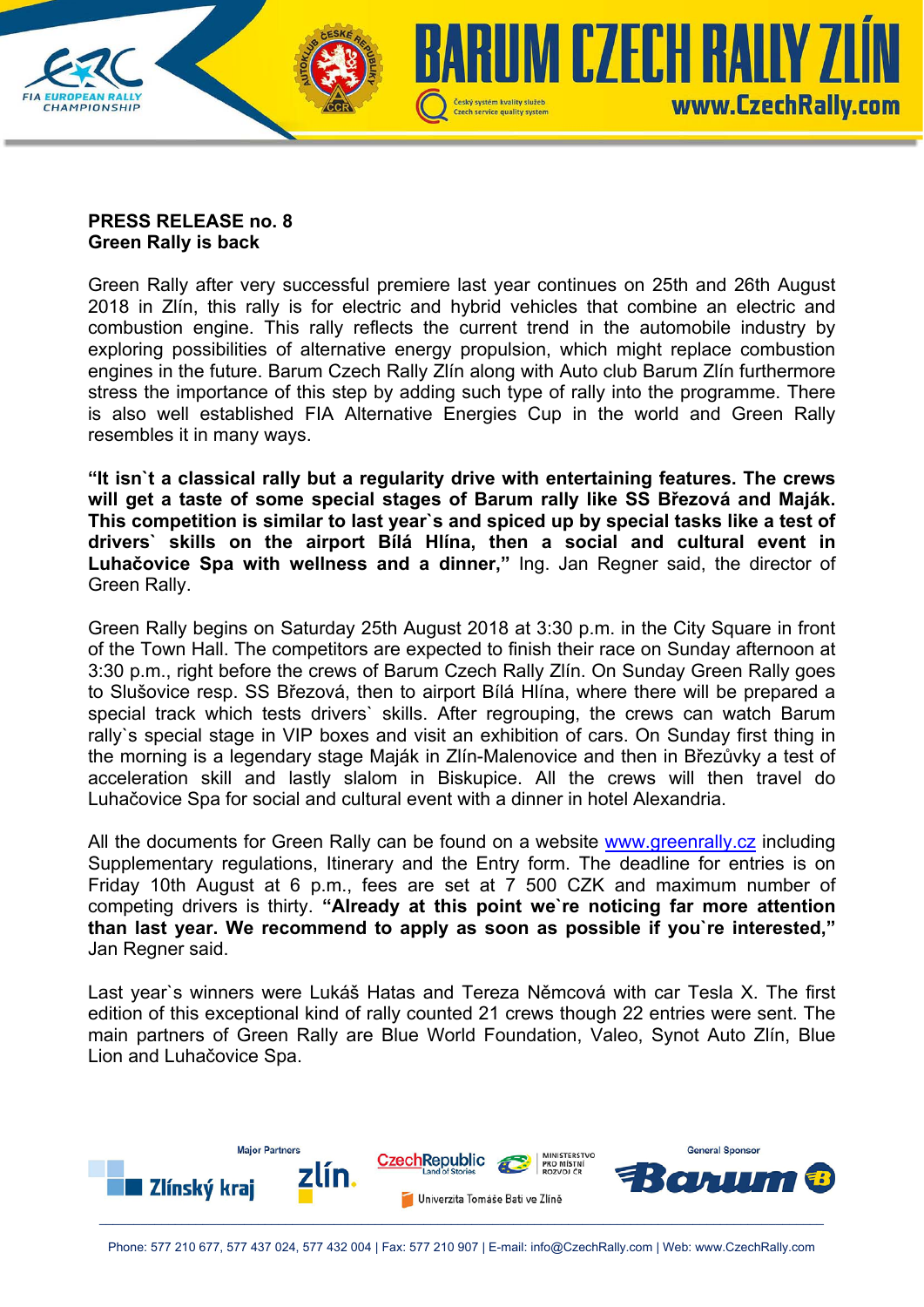**PRESS RELEASE no. 8**
**Green Rally is back**

Green Rally after very successful premiere last year continues on 25th and 26th August 2018 in Zlín, this rally is for electric and hybrid vehicles that combine an electric and combustion engine. This rally reflects the current trend in the automobile industry by exploring possibilities of alternative energy propulsion, which might replace combustion engines in the future. Barum Czech Rally Zlín along with Auto club Barum Zlín furthermore stress the importance of this step by adding such type of rally into the programme. There is also well established FIA Alternative Energies Cup in the world and Green Rally resembles it in many ways.

**"It isn`t a classical rally but a regularity drive with entertaining features. The crews will get a taste of some special stages of Barum rally like SS Březová and Maják. This competition is similar to last year`s and spiced up by special tasks like a test of drivers` skills on the airport Bílá Hlína, then a social and cultural event in Luhačovice Spa with wellness and a dinner,"** Ing. Jan Regner said, the director of Green Rally.

Green Rally begins on Saturday 25th August 2018 at 3:30 p.m. in the City Square in front of the Town Hall. The competitors are expected to finish their race on Sunday afternoon at 3:30 p.m., right before the crews of Barum Czech Rally Zlín. On Sunday Green Rally goes to Slušovice resp. SS Březová, then to airport Bílá Hlína, where there will be prepared a special track which tests drivers` skills. After regrouping, the crews can watch Barum rally`s special stage in VIP boxes and visit an exhibition of cars. On Sunday first thing in the morning is a legendary stage Maják in Zlín-Malenovice and then in Březůvky a test of acceleration skill and lastly slalom in Biskupice. All the crews will then travel do Luhačovice Spa for social and cultural event with a dinner in hotel Alexandria.

All the documents for Green Rally can be found on a website www.greenrally.cz including Supplementary regulations, Itinerary and the Entry form. The deadline for entries is on Friday 10th August at 6 p.m., fees are set at 7 500 CZK and maximum number of competing drivers is thirty. **"Already at this point we`re noticing far more attention than last year. We recommend to apply as soon as possible if you`re interested,"** Jan Regner said.

Last year`s winners were Lukáš Hatas and Tereza Němcová with car Tesla X. The first edition of this exceptional kind of rally counted 21 crews though 22 entries were sent. The main partners of Green Rally are Blue World Foundation, Valeo, Synot Auto Zlín, Blue Lion and Luhačovice Spa.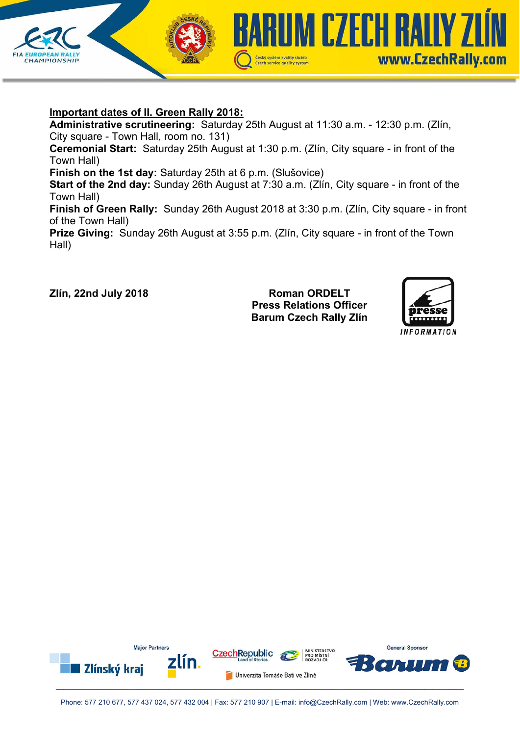**Important dates of II. Green Rally 2018:**

**Administrative scrutineering:** Saturday 25th August at 11:30 a.m. - 12:30 p.m. (Zlín, City square - Town Hall, room no. 131)

**Ceremonial Start:** Saturday 25th August at 1:30 p.m. (Zlín, City square - in front of the Town Hall)

**Finish on the 1st day:** Saturday 25th at 6 p.m. (Slušovice)

**Start of the 2nd day:** Sunday 26th August at 7:30 a.m. (Zlín, City square - in front of the Town Hall)

**Finish of Green Rally:** Sunday 26th August 2018 at 3:30 p.m. (Zlín, City square - in front of the Town Hall)

**Prize Giving:** Sunday 26th August at 3:55 p.m. (Zlín, City square - in front of the Town Hall)

**Zlín, 22nd July 2018**

**Roman ORDELT**
**Press Relations Officer**
**Barum Czech Rally Zlín**

Phone: 577 210 677, 577 437 024, 577 432 004 | Fax: 577 210 907 | E-mail: info@CzechRally.com | Web: www.CzechRally.com